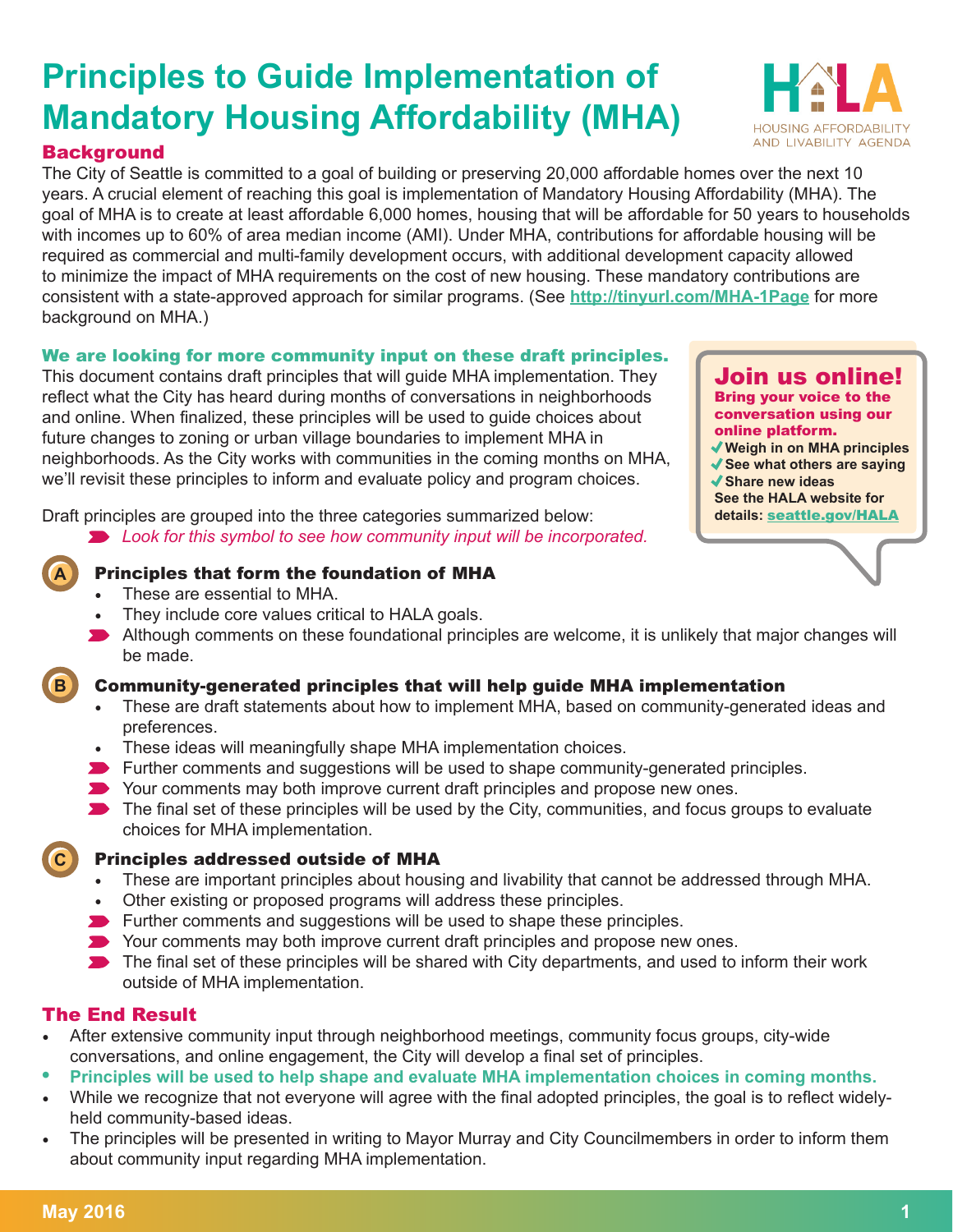# Principles to Guide Implementation of Mandatory Housing Affordability (MHA)

HALA
HOUSING AFFORDABILITY AND LIVABILITY AGENDA

## Background

The City of Seattle is committed to a goal of building or preserving 20,000 affordable homes over the next 10 years. A crucial element of reaching this goal is implementation of Mandatory Housing Affordability (MHA). The goal of MHA is to create at least affordable 6,000 homes, housing that will be affordable for 50 years to households with incomes up to 60% of area median income (AMI). Under MHA, contributions for affordable housing will be required as commercial and multi-family development occurs, with additional development capacity allowed to minimize the impact of MHA requirements on the cost of new housing. These mandatory contributions are consistent with a state-approved approach for similar programs. (See http://tinyurl.com/MHA-1Page for more background on MHA.)

### We are looking for more community input on these draft principles.

This document contains draft principles that will guide MHA implementation. They reflect what the City has heard during months of conversations in neighborhoods and online. When finalized, these principles will be used to guide choices about future changes to zoning or urban village boundaries to implement MHA in neighborhoods. As the City works with communities in the coming months on MHA, we'll revisit these principles to inform and evaluate policy and program choices.

> **Join us online!**
> **Bring your voice to the conversation using our online platform.**
> ✓ Weigh in on MHA principles
> ✓ See what others are saying
> ✓ Share new ideas
> See the HALA website for details: seattle.gov/HALA

Draft principles are grouped into the three categories summarized below:

➤ *Look for this symbol to see how community input will be incorporated.*

### A. Principles that form the foundation of MHA

- These are essential to MHA.
- They include core values critical to HALA goals.
- ➤ Although comments on these foundational principles are welcome, it is unlikely that major changes will be made.

### B. Community-generated principles that will help guide MHA implementation

- These are draft statements about how to implement MHA, based on community-generated ideas and preferences.
- These ideas will meaningfully shape MHA implementation choices.
- ➤ Further comments and suggestions will be used to shape community-generated principles.
- ➤ Your comments may both improve current draft principles and propose new ones.
- ➤ The final set of these principles will be used by the City, communities, and focus groups to evaluate choices for MHA implementation.

### C. Principles addressed outside of MHA

- These are important principles about housing and livability that cannot be addressed through MHA.
- Other existing or proposed programs will address these principles.
- ➤ Further comments and suggestions will be used to shape these principles.
- ➤ Your comments may both improve current draft principles and propose new ones.
- ➤ The final set of these principles will be shared with City departments, and used to inform their work outside of MHA implementation.

## The End Result

- After extensive community input through neighborhood meetings, community focus groups, city-wide conversations, and online engagement, the City will develop a final set of principles.
- **Principles will be used to help shape and evaluate MHA implementation choices in coming months.**
- While we recognize that not everyone will agree with the final adopted principles, the goal is to reflect widely-held community-based ideas.
- The principles will be presented in writing to Mayor Murray and City Councilmembers in order to inform them about community input regarding MHA implementation.

May 2016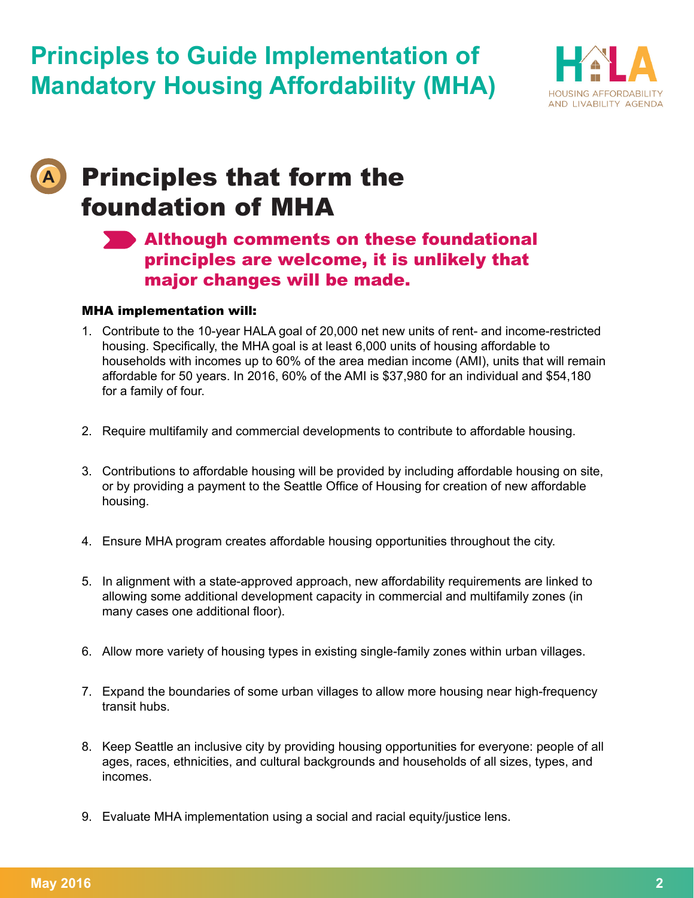# Principles to Guide Implementation of Mandatory Housing Affordability (MHA)

HALA
HOUSING AFFORDABILITY AND LIVABILITY AGENDA

## A Principles that form the foundation of MHA

**Although comments on these foundational principles are welcome, it is unlikely that major changes will be made.**

**MHA implementation will:**

1. Contribute to the 10-year HALA goal of 20,000 net new units of rent- and income-restricted housing. Specifically, the MHA goal is at least 6,000 units of housing affordable to households with incomes up to 60% of the area median income (AMI), units that will remain affordable for 50 years. In 2016, 60% of the AMI is $37,980 for an individual and $54,180 for a family of four.

2. Require multifamily and commercial developments to contribute to affordable housing.

3. Contributions to affordable housing will be provided by including affordable housing on site, or by providing a payment to the Seattle Office of Housing for creation of new affordable housing.

4. Ensure MHA program creates affordable housing opportunities throughout the city.

5. In alignment with a state-approved approach, new affordability requirements are linked to allowing some additional development capacity in commercial and multifamily zones (in many cases one additional floor).

6. Allow more variety of housing types in existing single-family zones within urban villages.

7. Expand the boundaries of some urban villages to allow more housing near high-frequency transit hubs.

8. Keep Seattle an inclusive city by providing housing opportunities for everyone: people of all ages, races, ethnicities, and cultural backgrounds and households of all sizes, types, and incomes.

9. Evaluate MHA implementation using a social and racial equity/justice lens.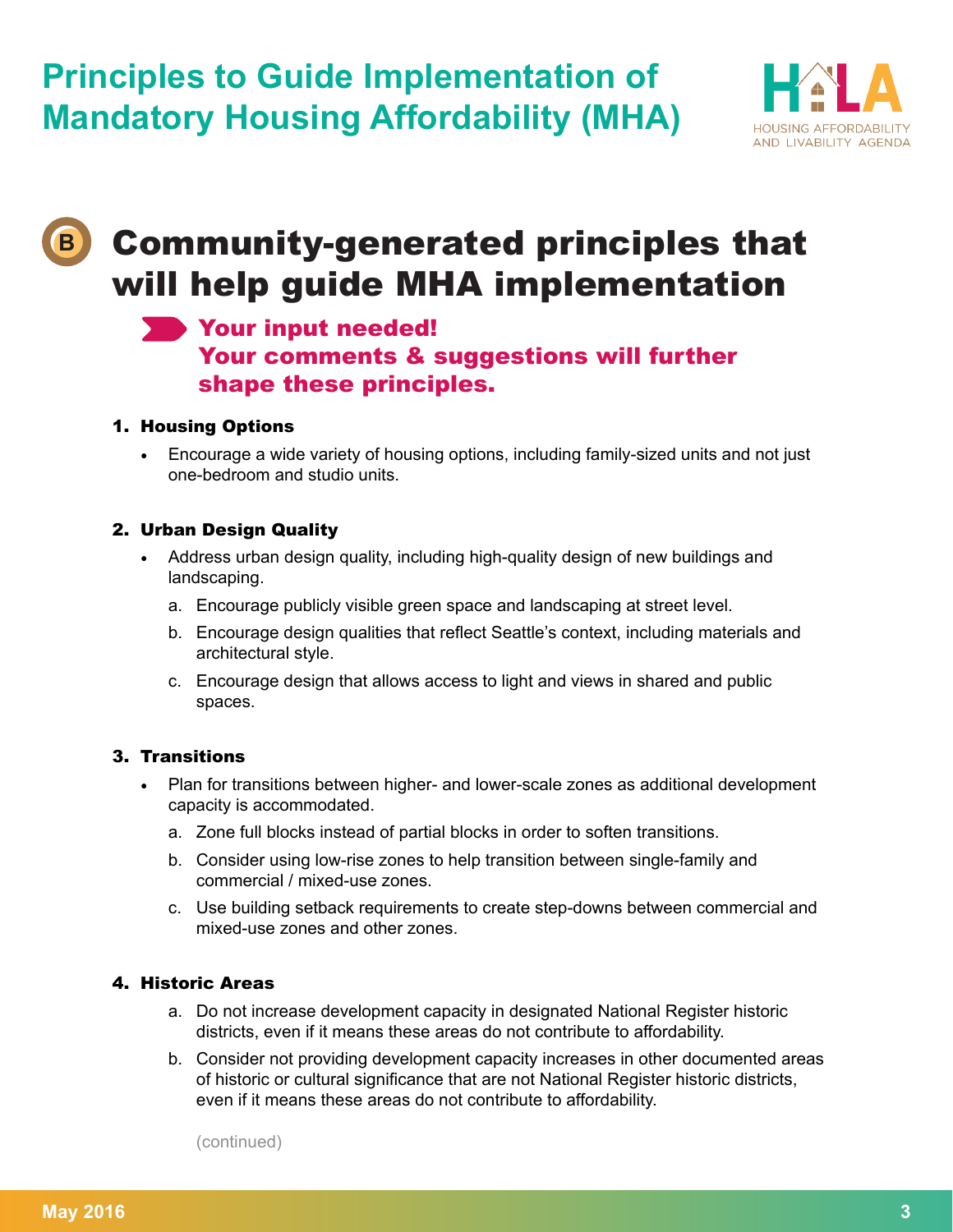# Principles to Guide Implementation of Mandatory Housing Affordability (MHA)

HOUSING AFFORDABILITY AND LIVABILITY AGENDA

## B Community-generated principles that will help guide MHA implementation

**Your input needed!**
**Your comments & suggestions will further shape these principles.**

### 1. Housing Options

- Encourage a wide variety of housing options, including family-sized units and not just one-bedroom and studio units.

### 2. Urban Design Quality

- Address urban design quality, including high-quality design of new buildings and landscaping.
    a. Encourage publicly visible green space and landscaping at street level.
    b. Encourage design qualities that reflect Seattle's context, including materials and architectural style.
    c. Encourage design that allows access to light and views in shared and public spaces.

### 3. Transitions

- Plan for transitions between higher- and lower-scale zones as additional development capacity is accommodated.
    a. Zone full blocks instead of partial blocks in order to soften transitions.
    b. Consider using low-rise zones to help transition between single-family and commercial / mixed-use zones.
    c. Use building setback requirements to create step-downs between commercial and mixed-use zones and other zones.

### 4. Historic Areas

a. Do not increase development capacity in designated National Register historic districts, even if it means these areas do not contribute to affordability.

b. Consider not providing development capacity increases in other documented areas of historic or cultural significance that are not National Register historic districts, even if it means these areas do not contribute to affordability.

(continued)

May 2016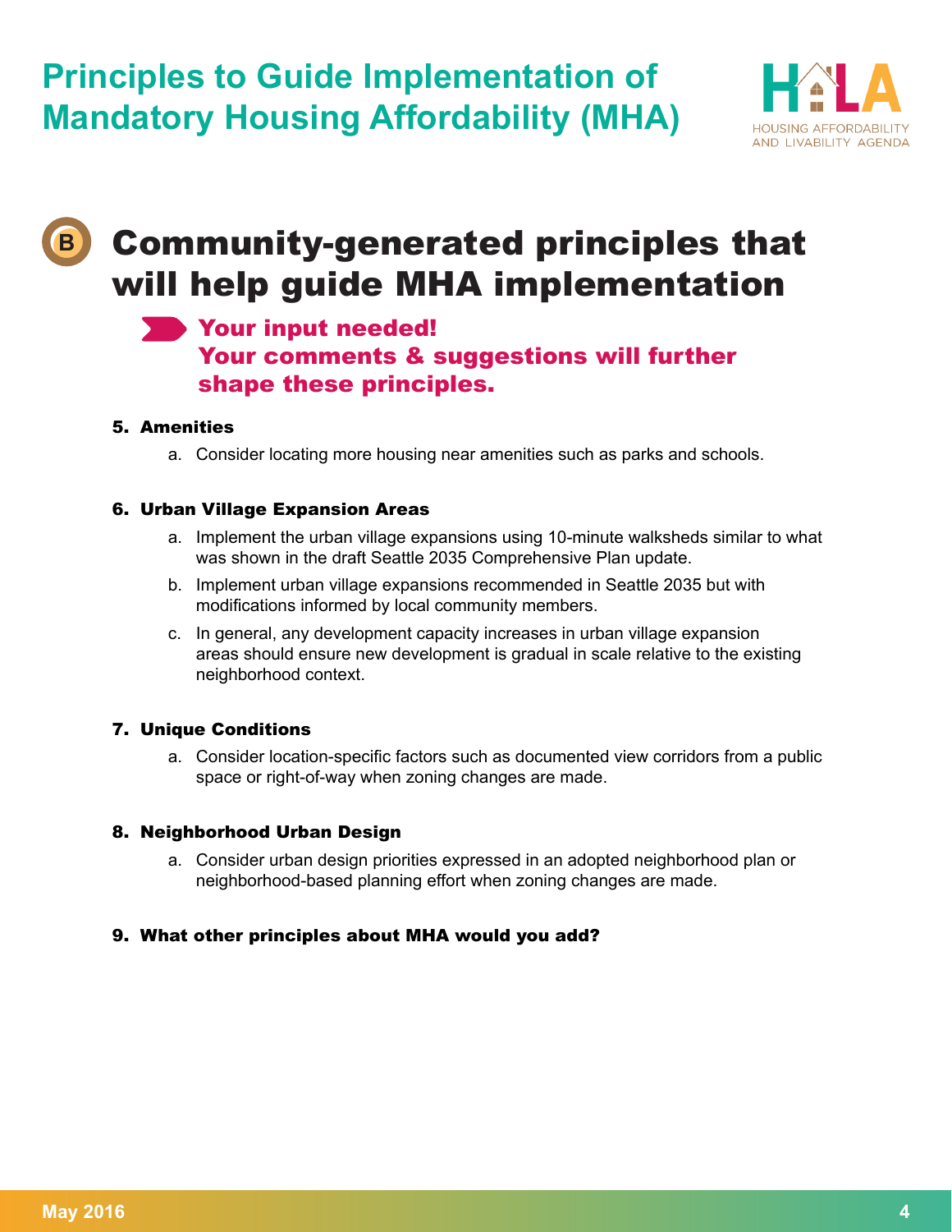# Principles to Guide Implementation of Mandatory Housing Affordability (MHA)

HOUSING AFFORDABILITY AND LIVABILITY AGENDA

## B Community-generated principles that will help guide MHA implementation

**Your input needed!**
**Your comments & suggestions will further shape these principles.**

**5. Amenities**

a. Consider locating more housing near amenities such as parks and schools.

**6. Urban Village Expansion Areas**

a. Implement the urban village expansions using 10-minute walksheds similar to what was shown in the draft Seattle 2035 Comprehensive Plan update.

b. Implement urban village expansions recommended in Seattle 2035 but with modifications informed by local community members.

c. In general, any development capacity increases in urban village expansion areas should ensure new development is gradual in scale relative to the existing neighborhood context.

**7. Unique Conditions**

a. Consider location-specific factors such as documented view corridors from a public space or right-of-way when zoning changes are made.

**8. Neighborhood Urban Design**

a. Consider urban design priorities expressed in an adopted neighborhood plan or neighborhood-based planning effort when zoning changes are made.

**9. What other principles about MHA would you add?**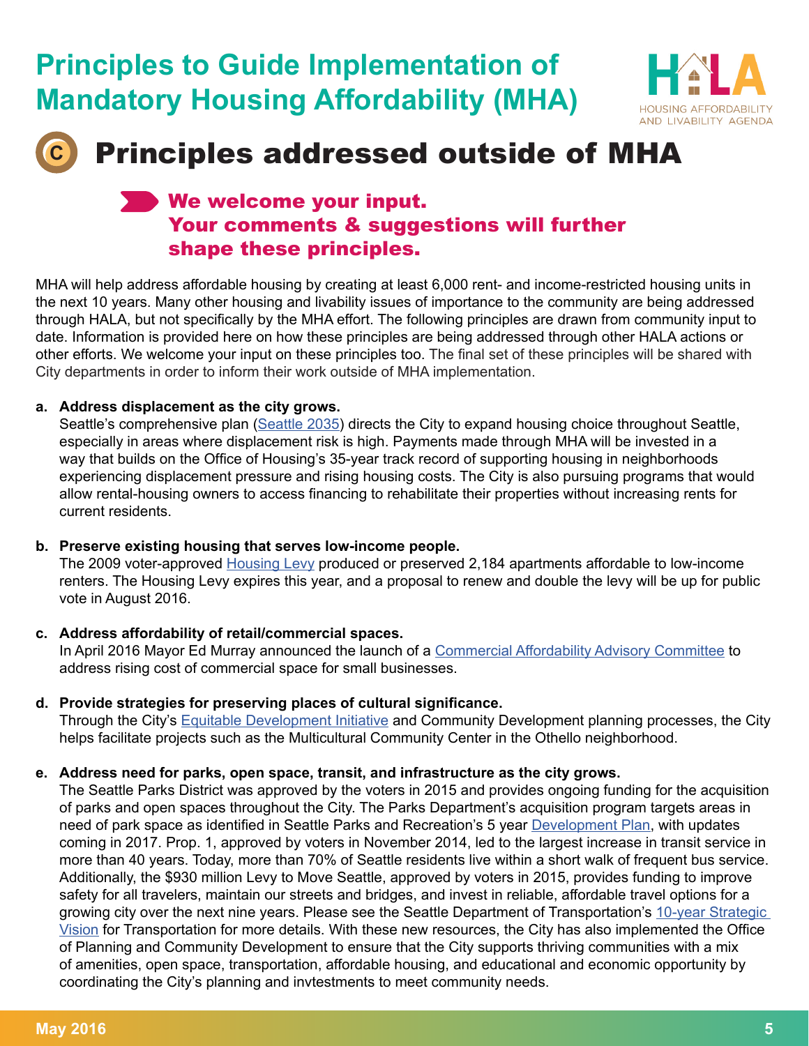# Principles to Guide Implementation of Mandatory Housing Affordability (MHA)

HALA
HOUSING AFFORDABILITY AND LIVABILITY AGENDA

## C Principles addressed outside of MHA

**We welcome your input. Your comments & suggestions will further shape these principles.**

MHA will help address affordable housing by creating at least 6,000 rent- and income-restricted housing units in the next 10 years. Many other housing and livability issues of importance to the community are being addressed through HALA, but not specifically by the MHA effort. The following principles are drawn from community input to date. Information is provided here on how these principles are being addressed through other HALA actions or other efforts. We welcome your input on these principles too. The final set of these principles will be shared with City departments in order to inform their work outside of MHA implementation.

a. **Address displacement as the city grows.**
   Seattle's comprehensive plan (Seattle 2035) directs the City to expand housing choice throughout Seattle, especially in areas where displacement risk is high. Payments made through MHA will be invested in a way that builds on the Office of Housing's 35-year track record of supporting housing in neighborhoods experiencing displacement pressure and rising housing costs. The City is also pursuing programs that would allow rental-housing owners to access financing to rehabilitate their properties without increasing rents for current residents.

b. **Preserve existing housing that serves low-income people.**
   The 2009 voter-approved Housing Levy produced or preserved 2,184 apartments affordable to low-income renters. The Housing Levy expires this year, and a proposal to renew and double the levy will be up for public vote in August 2016.

c. **Address affordability of retail/commercial spaces.**
   In April 2016 Mayor Ed Murray announced the launch of a Commercial Affordability Advisory Committee to address rising cost of commercial space for small businesses.

d. **Provide strategies for preserving places of cultural significance.**
   Through the City's Equitable Development Initiative and Community Development planning processes, the City helps facilitate projects such as the Multicultural Community Center in the Othello neighborhood.

e. **Address need for parks, open space, transit, and infrastructure as the city grows.**
   The Seattle Parks District was approved by the voters in 2015 and provides ongoing funding for the acquisition of parks and open spaces throughout the City. The Parks Department's acquisition program targets areas in need of park space as identified in Seattle Parks and Recreation's 5 year Development Plan, with updates coming in 2017. Prop. 1, approved by voters in November 2014, led to the largest increase in transit service in more than 40 years. Today, more than 70% of Seattle residents live within a short walk of frequent bus service. Additionally, the $930 million Levy to Move Seattle, approved by voters in 2015, provides funding to improve safety for all travelers, maintain our streets and bridges, and invest in reliable, affordable travel options for a growing city over the next nine years. Please see the Seattle Department of Transportation's 10-year Strategic Vision for Transportation for more details. With these new resources, the City has also implemented the Office of Planning and Community Development to ensure that the City supports thriving communities with a mix of amenities, open space, transportation, affordable housing, and educational and economic opportunity by coordinating the City's planning and invtestments to meet community needs.

May 2016